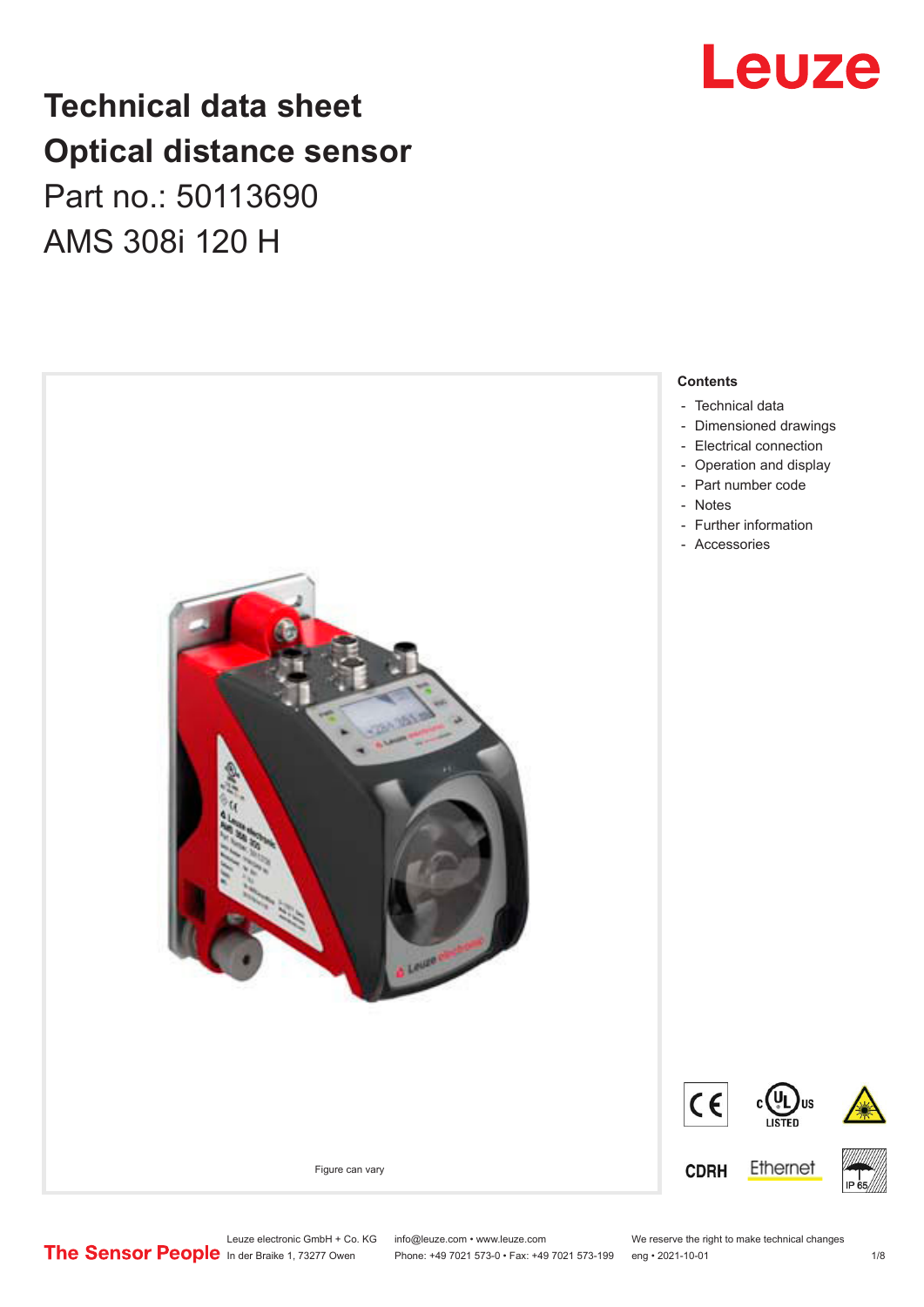# Technical data sheet
# Optical distance sensor

Part no.: 50113690

AMS 308i 120 H

Figure can vary

**Contents**

- Technical data
- Dimensioned drawings
- Electrical connection
- Operation and display
- Part number code
- Notes
- Further information
- Accessories

Leuze electronic GmbH + Co. KG
In der Braike 1, 73277 Owen

info@leuze.com • www.leuze.com
Phone: +49 7021 573-0 • Fax: +49 7021 573-199

We reserve the right to make technical changes
eng • 2021-10-01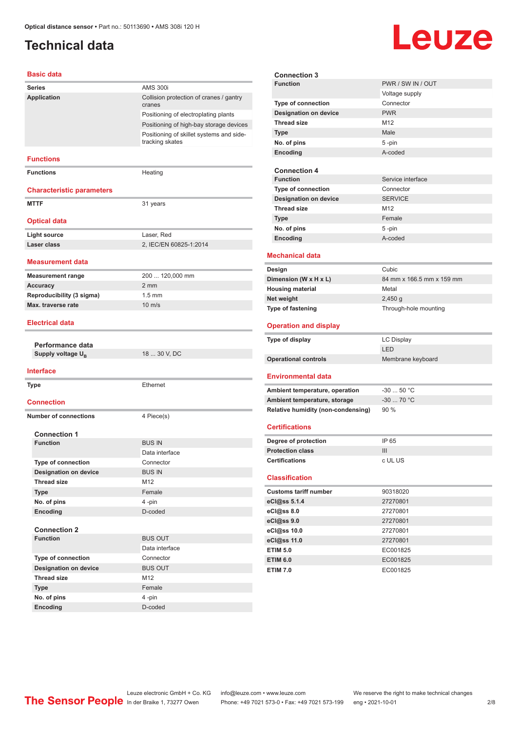Optical distance sensor • Part no.: 50113690 • AMS 308i 120 H

# Technical data

## Basic data

| | |
|---|---|
| **Series** | AMS 300i |
| **Application** | Collision protection of cranes / gantry cranes |
| | Positioning of electroplating plants |
| | Positioning of high-bay storage devices |
| | Positioning of skillet systems and side-tracking skates |

## Functions

| | |
|---|---|
| **Functions** | Heating |

## Characteristic parameters

| | |
|---|---|
| **MTTF** | 31 years |

## Optical data

| | |
|---|---|
| **Light source** | Laser, Red |
| **Laser class** | 2, IEC/EN 60825-1:2014 |

## Measurement data

| | |
|---|---|
| **Measurement range** | 200 ... 120,000 mm |
| **Accuracy** | 2 mm |
| **Reproducibility (3 sigma)** | 1.5 mm |
| **Max. traverse rate** | 10 m/s |

## Electrical data

### Performance data

| | |
|---|---|
| **Supply voltage $U_B$** | 18 ... 30 V, DC |

## Interface

| | |
|---|---|
| **Type** | Ethernet |

## Connection

| | |
|---|---|
| **Number of connections** | 4 Piece(s) |

### Connection 1

| | |
|---|---|
| **Function** | BUS IN |
| | Data interface |
| **Type of connection** | Connector |
| **Designation on device** | BUS IN |
| **Thread size** | M12 |
| **Type** | Female |
| **No. of pins** | 4 -pin |
| **Encoding** | D-coded |

### Connection 2

| | |
|---|---|
| **Function** | BUS OUT |
| | Data interface |
| **Type of connection** | Connector |
| **Designation on device** | BUS OUT |
| **Thread size** | M12 |
| **Type** | Female |
| **No. of pins** | 4 -pin |
| **Encoding** | D-coded |

### Connection 3

| | |
|---|---|
| **Function** | PWR / SW IN / OUT |
| | Voltage supply |
| **Type of connection** | Connector |
| **Designation on device** | PWR |
| **Thread size** | M12 |
| **Type** | Male |
| **No. of pins** | 5 -pin |
| **Encoding** | A-coded |

### Connection 4

| | |
|---|---|
| **Function** | Service interface |
| **Type of connection** | Connector |
| **Designation on device** | SERVICE |
| **Thread size** | M12 |
| **Type** | Female |
| **No. of pins** | 5 -pin |
| **Encoding** | A-coded |

## Mechanical data

| | |
|---|---|
| **Design** | Cubic |
| **Dimension (W x H x L)** | 84 mm x 166.5 mm x 159 mm |
| **Housing material** | Metal |
| **Net weight** | 2,450 g |
| **Type of fastening** | Through-hole mounting |

## Operation and display

| | |
|---|---|
| **Type of display** | LC Display |
| | LED |
| **Operational controls** | Membrane keyboard |

## Environmental data

| | |
|---|---|
| **Ambient temperature, operation** | -30 ... 50 °C |
| **Ambient temperature, storage** | -30 ... 70 °C |
| **Relative humidity (non-condensing)** | 90 % |

## Certifications

| | |
|---|---|
| **Degree of protection** | IP 65 |
| **Protection class** | III |
| **Certifications** | c UL US |

## Classification

| | |
|---|---|
| **Customs tariff number** | 90318020 |
| **eCl@ss 5.1.4** | 27270801 |
| **eCl@ss 8.0** | 27270801 |
| **eCl@ss 9.0** | 27270801 |
| **eCl@ss 10.0** | 27270801 |
| **eCl@ss 11.0** | 27270801 |
| **ETIM 5.0** | EC001825 |
| **ETIM 6.0** | EC001825 |
| **ETIM 7.0** | EC001825 |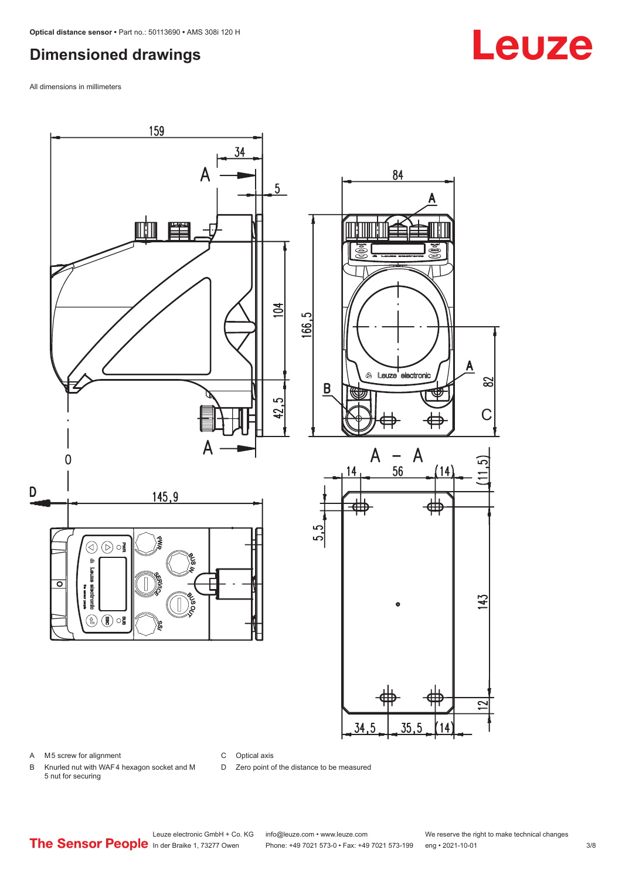## Dimensioned drawings

All dimensions in millimeters

A M5 screw for alignment

B Knurled nut with WAF4 hexagon socket and M 5 nut for securing

C Optical axis

D Zero point of the distance to be measured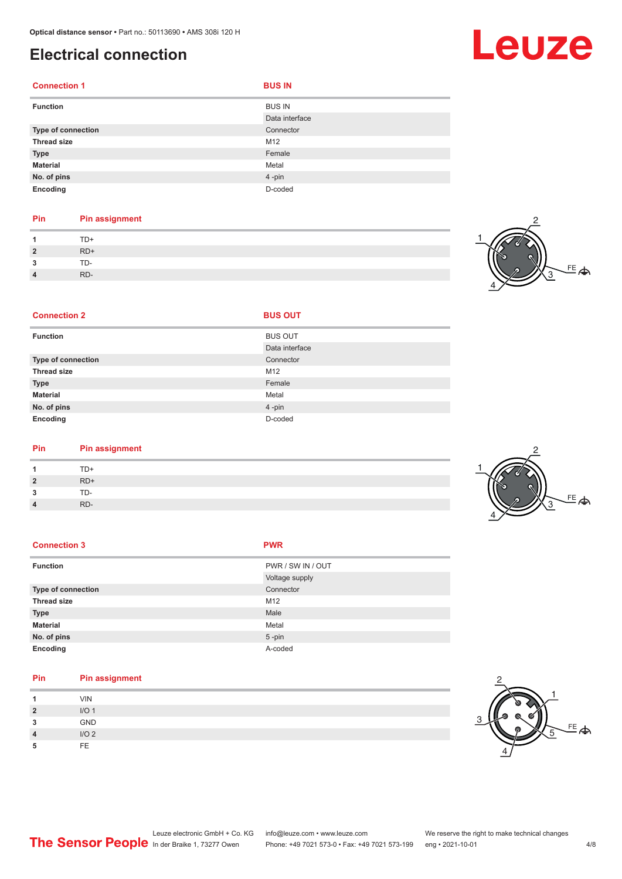# Electrical connection

| Connection 1 | BUS IN |
| --- | --- |
| Function | BUS IN |
| | Data interface |
| Type of connection | Connector |
| Thread size | M12 |
| Type | Female |
| Material | Metal |
| No. of pins | 4 -pin |
| Encoding | D-coded |

| Pin | Pin assignment |
| --- | --- |
| 1 | TD+ |
| 2 | RD+ |
| 3 | TD- |
| 4 | RD- |

| Connection 2 | BUS OUT |
| --- | --- |
| Function | BUS OUT |
| | Data interface |
| Type of connection | Connector |
| Thread size | M12 |
| Type | Female |
| Material | Metal |
| No. of pins | 4 -pin |
| Encoding | D-coded |

| Pin | Pin assignment |
| --- | --- |
| 1 | TD+ |
| 2 | RD+ |
| 3 | TD- |
| 4 | RD- |

| Connection 3 | PWR |
| --- | --- |
| Function | PWR / SW IN / OUT |
| | Voltage supply |
| Type of connection | Connector |
| Thread size | M12 |
| Type | Male |
| Material | Metal |
| No. of pins | 5 -pin |
| Encoding | A-coded |

| Pin | Pin assignment |
| --- | --- |
| 1 | VIN |
| 2 | I/O 1 |
| 3 | GND |
| 4 | I/O 2 |
| 5 | FE |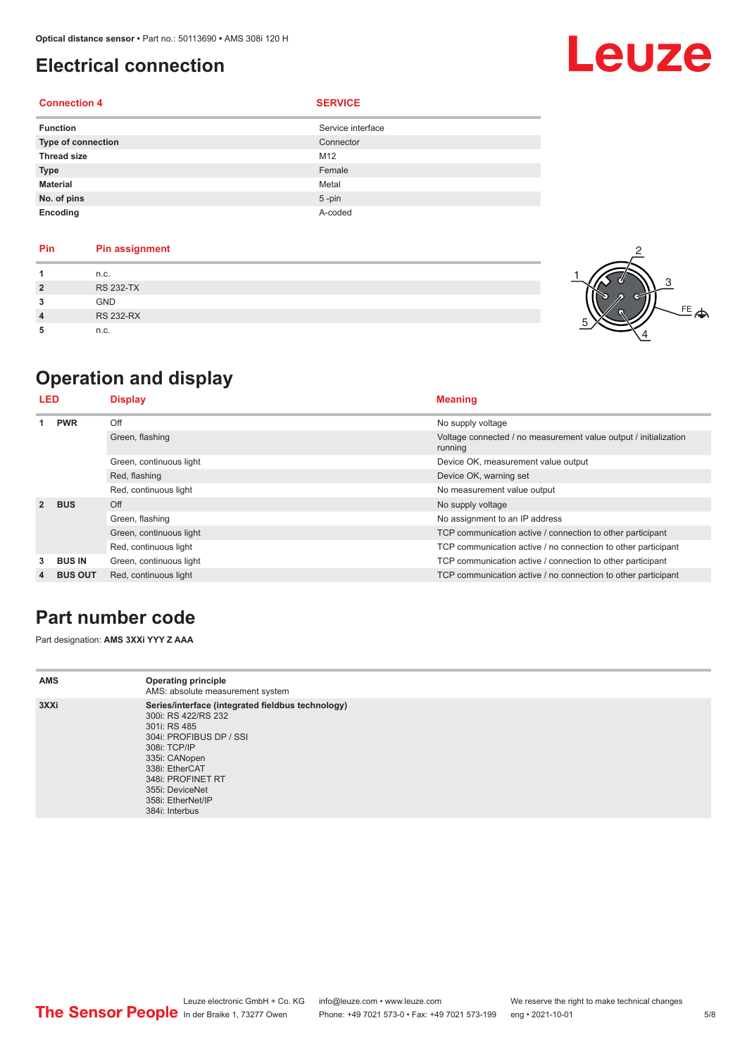# Electrical connection

| Connection 4 | SERVICE |
|---|---|
| **Function** | Service interface |
| **Type of connection** | Connector |
| **Thread size** | M12 |
| **Type** | Female |
| **Material** | Metal |
| **No. of pins** | 5 -pin |
| **Encoding** | A-coded |

| Pin | Pin assignment |
|---|---|
| **1** | n.c. |
| **2** | RS 232-TX |
| **3** | GND |
| **4** | RS 232-RX |
| **5** | n.c. |

# Operation and display

| LED | | Display | Meaning |
|---|---|---|---|
| **1** | **PWR** | Off | No supply voltage |
| | | Green, flashing | Voltage connected / no measurement value output / initialization running |
| | | Green, continuous light | Device OK, measurement value output |
| | | Red, flashing | Device OK, warning set |
| | | Red, continuous light | No measurement value output |
| **2** | **BUS** | Off | No supply voltage |
| | | Green, flashing | No assignment to an IP address |
| | | Green, continuous light | TCP communication active / connection to other participant |
| | | Red, continuous light | TCP communication active / no connection to other participant |
| **3** | **BUS IN** | Green, continuous light | TCP communication active / connection to other participant |
| **4** | **BUS OUT** | Red, continuous light | TCP communication active / no connection to other participant |

# Part number code

Part designation: **AMS 3XXi YYY Z AAA**

| | |
|---|---|
| **AMS** | **Operating principle**<br>AMS: absolute measurement system |
| **3XXi** | **Series/interface (integrated fieldbus technology)**<br>300i: RS 422/RS 232<br>301i: RS 485<br>304i: PROFIBUS DP / SSI<br>308i: TCP/IP<br>335i: CANopen<br>338i: EtherCAT<br>348i: PROFINET RT<br>355i: DeviceNet<br>358i: EtherNet/IP<br>384i: Interbus |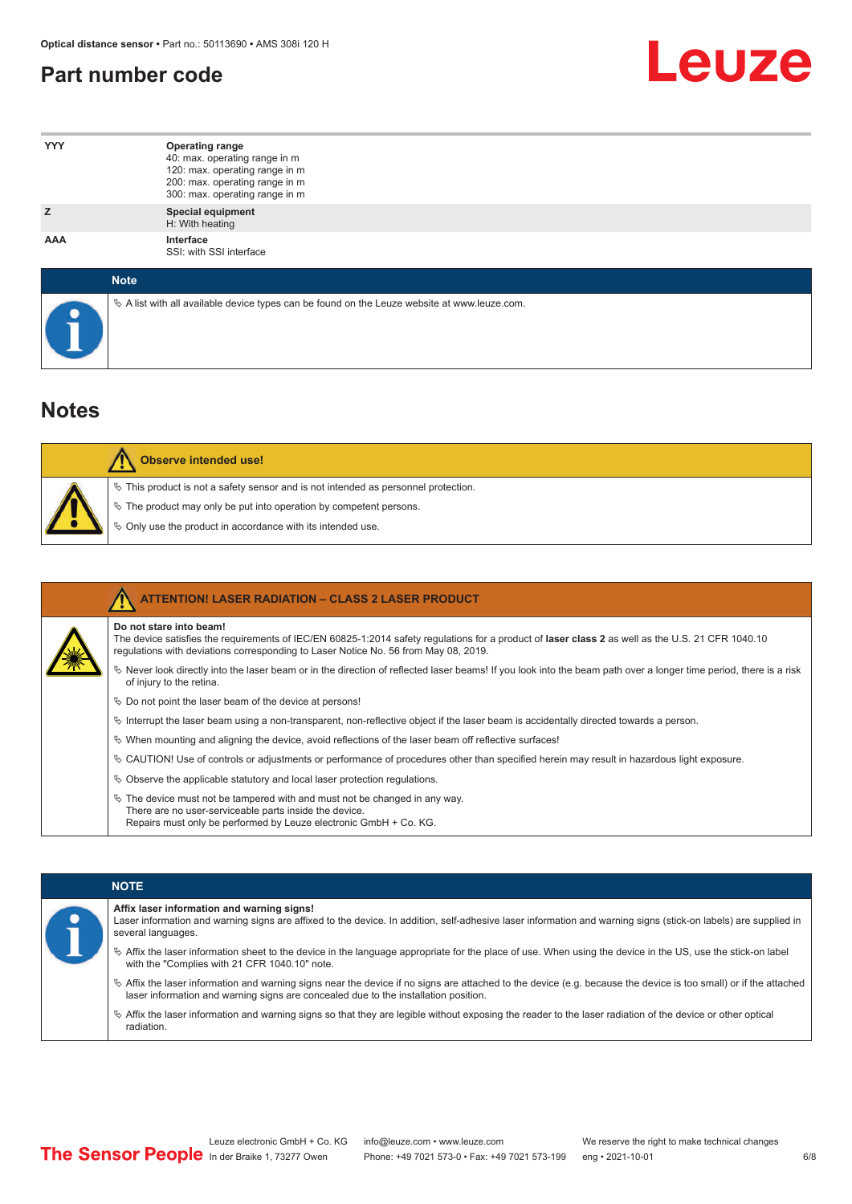## Part number code

| | |
|---|---|
| **YYY** | **Operating range**<br>40: max. operating range in m<br>120: max. operating range in m<br>200: max. operating range in m<br>300: max. operating range in m |
| **Z** | **Special equipment**<br>H: With heating |
| **AAA** | **Interface**<br>SSI: with SSI interface |

**Note**

- A list with all available device types can be found on the Leuze website at www.leuze.com.

## Notes

**Observe intended use!**

- This product is not a safety sensor and is not intended as personnel protection.
- The product may only be put into operation by competent persons.
- Only use the product in accordance with its intended use.

**ATTENTION! LASER RADIATION – CLASS 2 LASER PRODUCT**

**Do not stare into beam!**
The device satisfies the requirements of IEC/EN 60825-1:2014 safety regulations for a product of **laser class 2** as well as the U.S. 21 CFR 1040.10 regulations with deviations corresponding to Laser Notice No. 56 from May 08, 2019.

- Never look directly into the laser beam or in the direction of reflected laser beams! If you look into the beam path over a longer time period, there is a risk of injury to the retina.
- Do not point the laser beam of the device at persons!
- Interrupt the laser beam using a non-transparent, non-reflective object if the laser beam is accidentally directed towards a person.
- When mounting and aligning the device, avoid reflections of the laser beam off reflective surfaces!
- CAUTION! Use of controls or adjustments or performance of procedures other than specified herein may result in hazardous light exposure.
- Observe the applicable statutory and local laser protection regulations.
- The device must not be tampered with and must not be changed in any way.
  There are no user-serviceable parts inside the device.
  Repairs must only be performed by Leuze electronic GmbH + Co. KG.

**NOTE**

**Affix laser information and warning signs!**
Laser information and warning signs are affixed to the device. In addition, self-adhesive laser information and warning signs (stick-on labels) are supplied in several languages.

- Affix the laser information sheet to the device in the language appropriate for the place of use. When using the device in the US, use the stick-on label with the "Complies with 21 CFR 1040.10" note.
- Affix the laser information and warning signs near the device if no signs are attached to the device (e.g. because the device is too small) or if the attached laser information and warning signs are concealed due to the installation position.
- Affix the laser information and warning signs so that they are legible without exposing the reader to the laser radiation of the device or other optical radiation.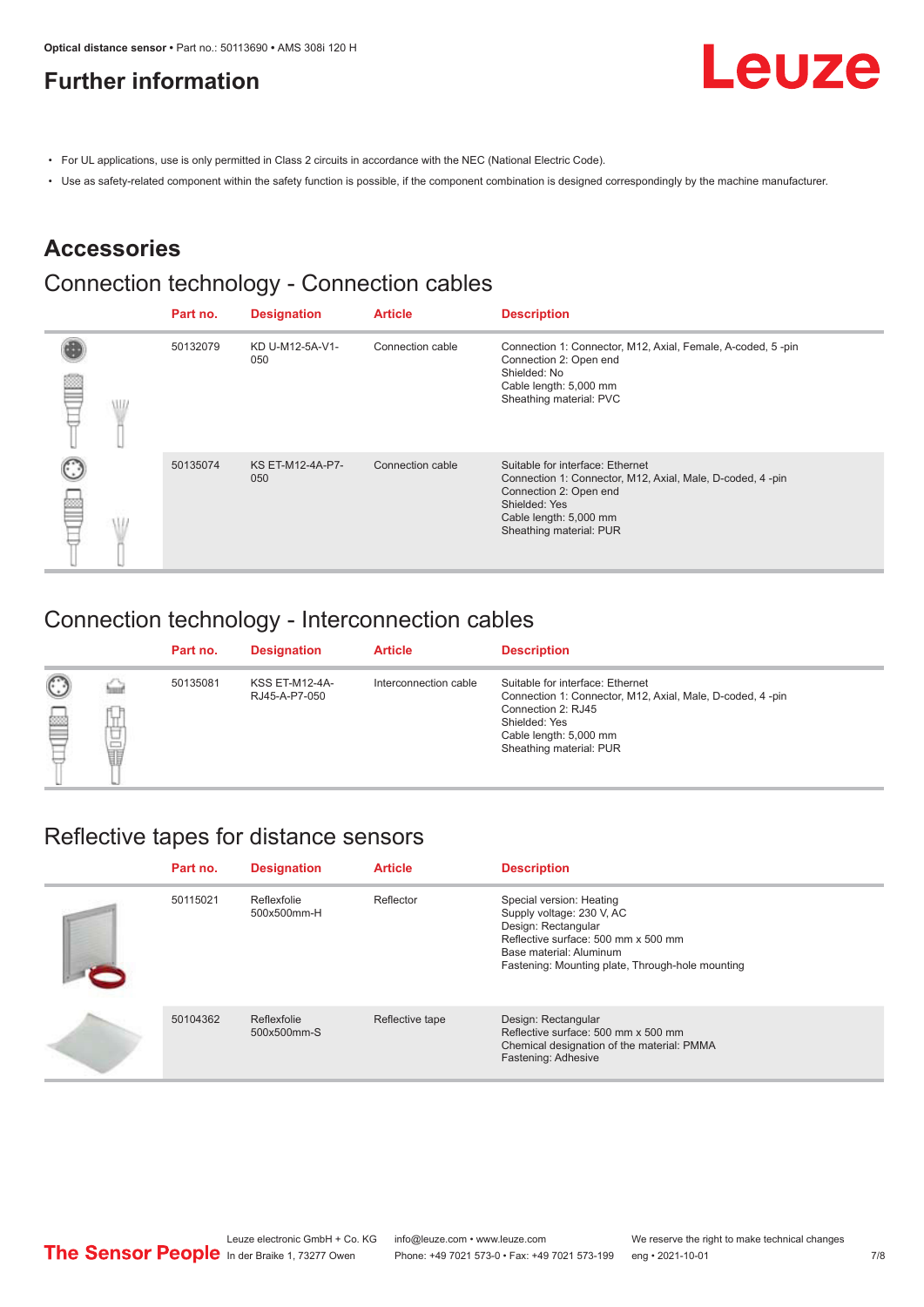## Further information

- For UL applications, use is only permitted in Class 2 circuits in accordance with the NEC (National Electric Code).
- Use as safety-related component within the safety function is possible, if the component combination is designed correspondingly by the machine manufacturer.

## Accessories

### Connection technology - Connection cables

| | Part no. | Designation | Article | Description |
|---|---|---|---|---|
| | 50132079 | KD U-M12-5A-V1-050 | Connection cable | Connection 1: Connector, M12, Axial, Female, A-coded, 5 -pin<br>Connection 2: Open end<br>Shielded: No<br>Cable length: 5,000 mm<br>Sheathing material: PVC |
| | 50135074 | KS ET-M12-4A-P7-050 | Connection cable | Suitable for interface: Ethernet<br>Connection 1: Connector, M12, Axial, Male, D-coded, 4 -pin<br>Connection 2: Open end<br>Shielded: Yes<br>Cable length: 5,000 mm<br>Sheathing material: PUR |

### Connection technology - Interconnection cables

| | Part no. | Designation | Article | Description |
|---|---|---|---|---|
| | 50135081 | KSS ET-M12-4A-RJ45-A-P7-050 | Interconnection cable | Suitable for interface: Ethernet<br>Connection 1: Connector, M12, Axial, Male, D-coded, 4 -pin<br>Connection 2: RJ45<br>Shielded: Yes<br>Cable length: 5,000 mm<br>Sheathing material: PUR |

### Reflective tapes for distance sensors

| | Part no. | Designation | Article | Description |
|---|---|---|---|---|
| | 50115021 | Reflexfolie 500x500mm-H | Reflector | Special version: Heating<br>Supply voltage: 230 V, AC<br>Design: Rectangular<br>Reflective surface: 500 mm x 500 mm<br>Base material: Aluminum<br>Fastening: Mounting plate, Through-hole mounting |
| | 50104362 | Reflexfolie 500x500mm-S | Reflective tape | Design: Rectangular<br>Reflective surface: 500 mm x 500 mm<br>Chemical designation of the material: PMMA<br>Fastening: Adhesive |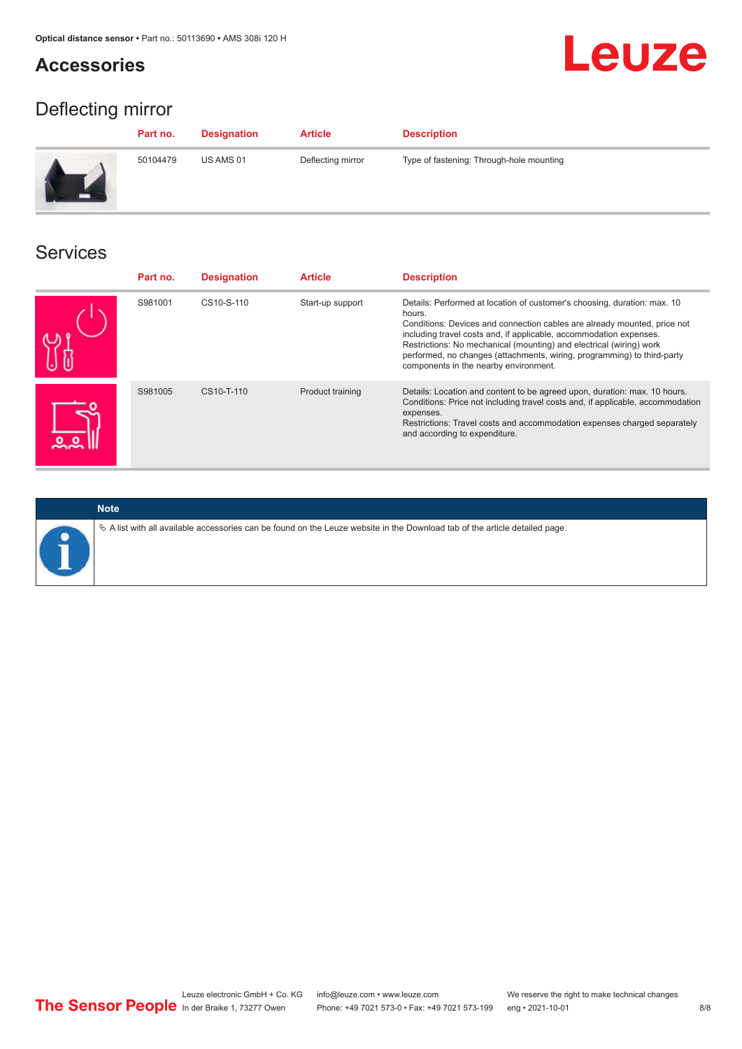## Accessories

### Deflecting mirror

| Part no. | Designation | Article | Description |
|---|---|---|---|
| 50104479 | US AMS 01 | Deflecting mirror | Type of fastening: Through-hole mounting |

### Services

| Part no. | Designation | Article | Description |
|---|---|---|---|
| S981001 | CS10-S-110 | Start-up support | Details: Performed at location of customer's choosing, duration: max. 10 hours.<br>Conditions: Devices and connection cables are already mounted, price not including travel costs and, if applicable, accommodation expenses.<br>Restrictions: No mechanical (mounting) and electrical (wiring) work performed, no changes (attachments, wiring, programming) to third-party components in the nearby environment. |
| S981005 | CS10-T-110 | Product training | Details: Location and content to be agreed upon, duration: max. 10 hours.<br>Conditions: Price not including travel costs and, if applicable, accommodation expenses.<br>Restrictions: Travel costs and accommodation expenses charged separately and according to expenditure. |

**Note**

↳ A list with all available accessories can be found on the Leuze website in the Download tab of the article detailed page.